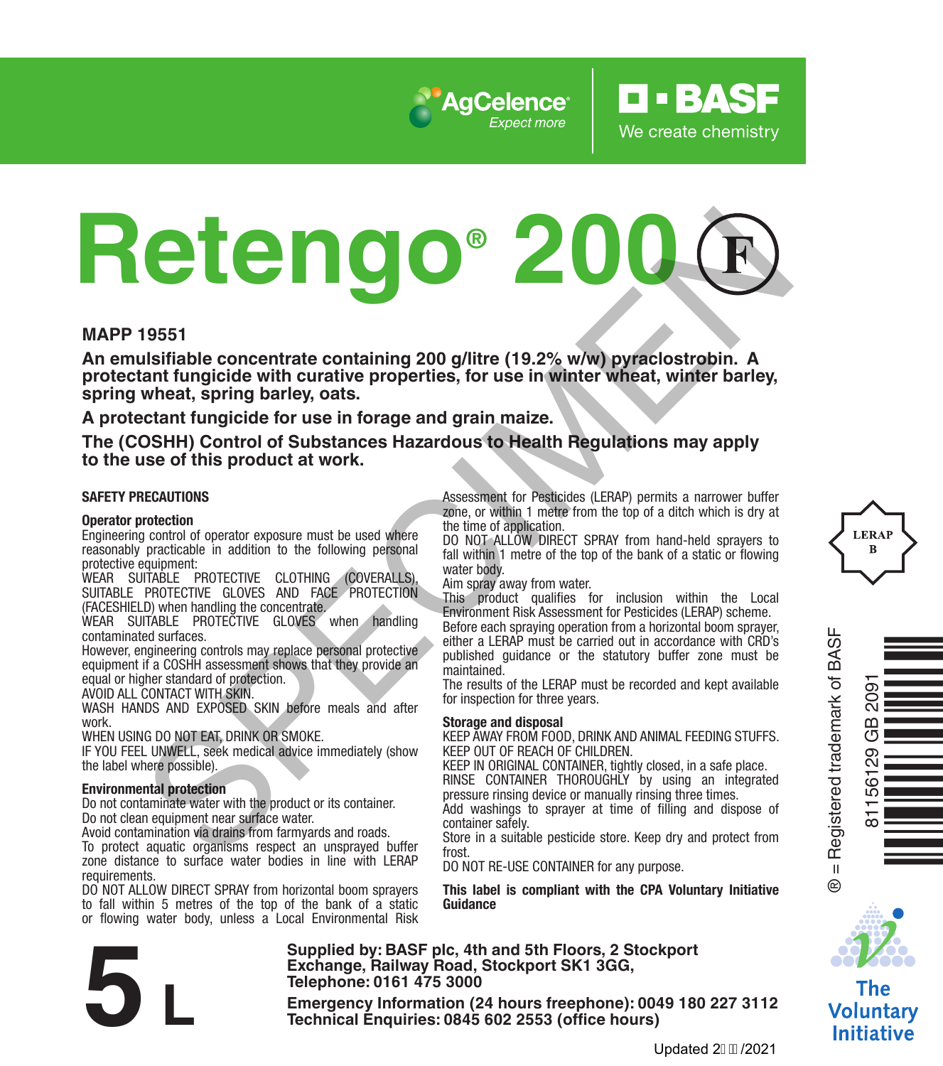AgCelence® Expect more

BASF We create chemistry

# Retengo® 200 (F)

**MAPP 19551**

**An emulsifiable concentrate containing 200 g/litre (19.2% w/w) pyraclostrobin. A protectant fungicide with curative properties, for use in winter wheat, winter barley, spring wheat, spring barley, oats.**

**A protectant fungicide for use in forage and grain maize.**

**The (COSHH) Control of Substances Hazardous to Health Regulations may apply to the use of this product at work.**

## SAFETY PRECAUTIONS

### Operator protection

Engineering control of operator exposure must be used where reasonably practicable in addition to the following personal protective equipment:

WEAR SUITABLE PROTECTIVE CLOTHING (COVERALLS), SUITABLE PROTECTIVE GLOVES AND FACE PROTECTION (FACESHIELD) when handling the concentrate.

WEAR SUITABLE PROTECTIVE GLOVES when handling contaminated surfaces.

However, engineering controls may replace personal protective equipment if a COSHH assessment shows that they provide an equal or higher standard of protection.

AVOID ALL CONTACT WITH SKIN.

WASH HANDS AND EXPOSED SKIN before meals and after work.

WHEN USING DO NOT EAT, DRINK OR SMOKE.

IF YOU FEEL UNWELL, seek medical advice immediately (show the label where possible).

### Environmental protection

Do not contaminate water with the product or its container.

Do not clean equipment near surface water.

Avoid contamination via drains from farmyards and roads.

To protect aquatic organisms respect an unsprayed buffer zone distance to surface water bodies in line with LERAP requirements.

DO NOT ALLOW DIRECT SPRAY from horizontal boom sprayers to fall within 5 metres of the top of the bank of a static or flowing water body, unless a Local Environmental Risk Assessment for Pesticides (LERAP) permits a narrower buffer zone, or within 1 metre from the top of a ditch which is dry at the time of application.

DO NOT ALLOW DIRECT SPRAY from hand-held sprayers to fall within 1 metre of the top of the bank of a static or flowing water body.

Aim spray away from water.

This product qualifies for inclusion within the Local Environment Risk Assessment for Pesticides (LERAP) scheme.

Before each spraying operation from a horizontal boom sprayer, either a LERAP must be carried out in accordance with CRD's published guidance or the statutory buffer zone must be maintained.

The results of the LERAP must be recorded and kept available for inspection for three years.

### Storage and disposal

KEEP AWAY FROM FOOD, DRINK AND ANIMAL FEEDING STUFFS.

KEEP OUT OF REACH OF CHILDREN.

KEEP IN ORIGINAL CONTAINER, tightly closed, in a safe place.

RINSE CONTAINER THOROUGHLY by using an integrated pressure rinsing device or manually rinsing three times.

Add washings to sprayer at time of filling and dispose of container safely.

Store in a suitable pesticide store. Keep dry and protect from frost.

DO NOT RE-USE CONTAINER for any purpose.

**This label is compliant with the CPA Voluntary Initiative Guidance**

LERAP B

® = Registered trademark of BASF

81156129 GB 2091

The Voluntary Initiative

# 5 L

**Supplied by: BASF plc, 4th and 5th Floors, 2 Stockport Exchange, Railway Road, Stockport SK1 3GG, Telephone: 0161 475 3000**

**Emergency Information (24 hours freephone): 0049 180 227 3112**
**Technical Enquiries: 0845 602 2553 (office hours)**

Updated 2 /2021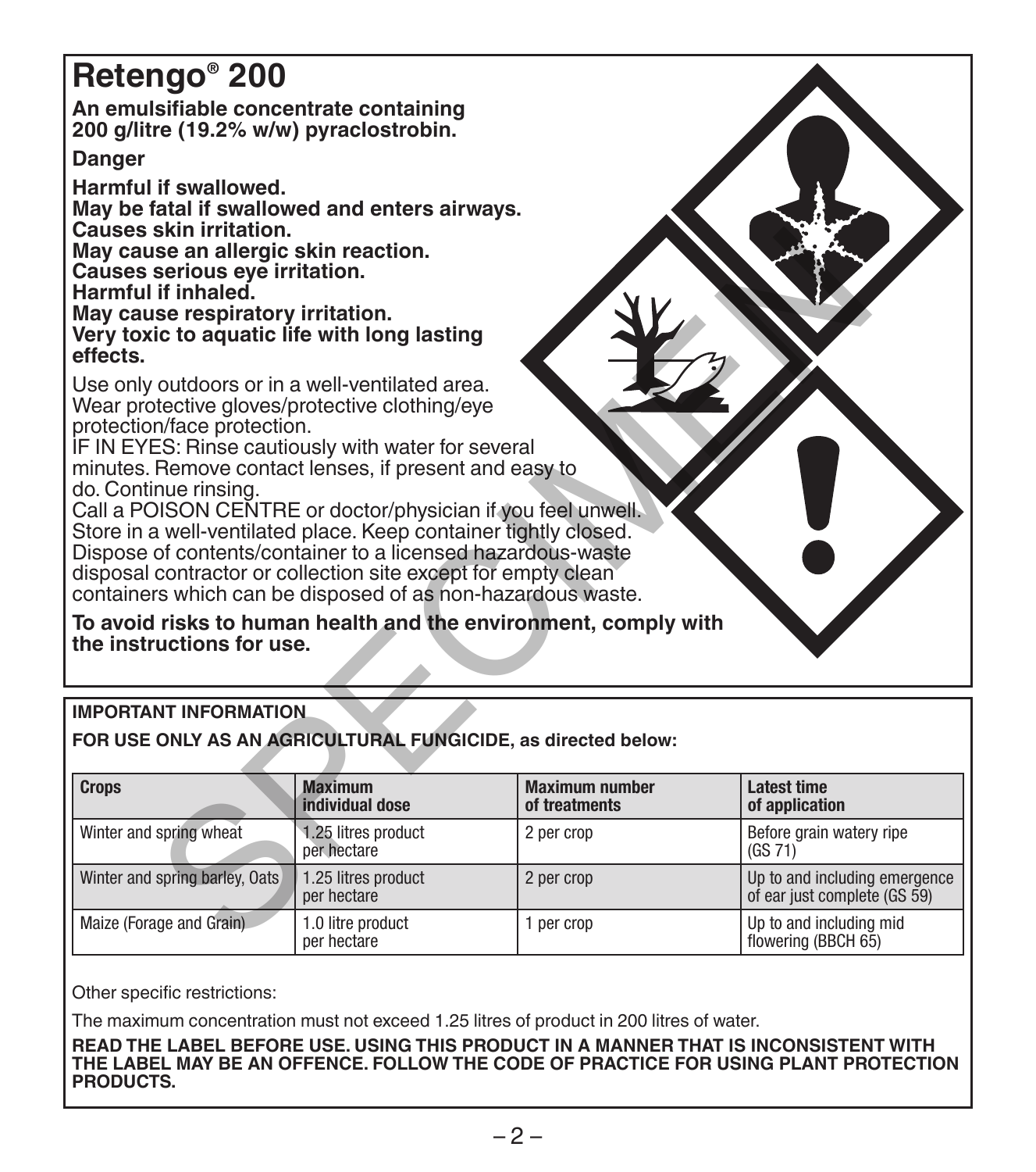# Retengo® 200

**An emulsifiable concentrate containing 200 g/litre (19.2% w/w) pyraclostrobin.**

**Danger**

**Harmful if swallowed.**
**May be fatal if swallowed and enters airways.**
**Causes skin irritation.**
**May cause an allergic skin reaction.**
**Causes serious eye irritation.**
**Harmful if inhaled.**
**May cause respiratory irritation.**
**Very toxic to aquatic life with long lasting effects.**

Use only outdoors or in a well-ventilated area.
Wear protective gloves/protective clothing/eye protection/face protection.
IF IN EYES: Rinse cautiously with water for several minutes. Remove contact lenses, if present and easy to do. Continue rinsing.
Call a POISON CENTRE or doctor/physician if you feel unwell.
Store in a well-ventilated place. Keep container tightly closed.
Dispose of contents/container to a licensed hazardous-waste disposal contractor or collection site except for empty clean containers which can be disposed of as non-hazardous waste.

**To avoid risks to human health and the environment, comply with the instructions for use.**

**IMPORTANT INFORMATION**

**FOR USE ONLY AS AN AGRICULTURAL FUNGICIDE, as directed below:**

| Crops | Maximum individual dose | Maximum number of treatments | Latest time of application |
|---|---|---|---|
| Winter and spring wheat | 1.25 litres product per hectare | 2 per crop | Before grain watery ripe (GS 71) |
| Winter and spring barley, Oats | 1.25 litres product per hectare | 2 per crop | Up to and including emergence of ear just complete (GS 59) |
| Maize (Forage and Grain) | 1.0 litre product per hectare | 1 per crop | Up to and including mid flowering (BBCH 65) |

Other specific restrictions:

The maximum concentration must not exceed 1.25 litres of product in 200 litres of water.

**READ THE LABEL BEFORE USE. USING THIS PRODUCT IN A MANNER THAT IS INCONSISTENT WITH THE LABEL MAY BE AN OFFENCE. FOLLOW THE CODE OF PRACTICE FOR USING PLANT PROTECTION PRODUCTS.**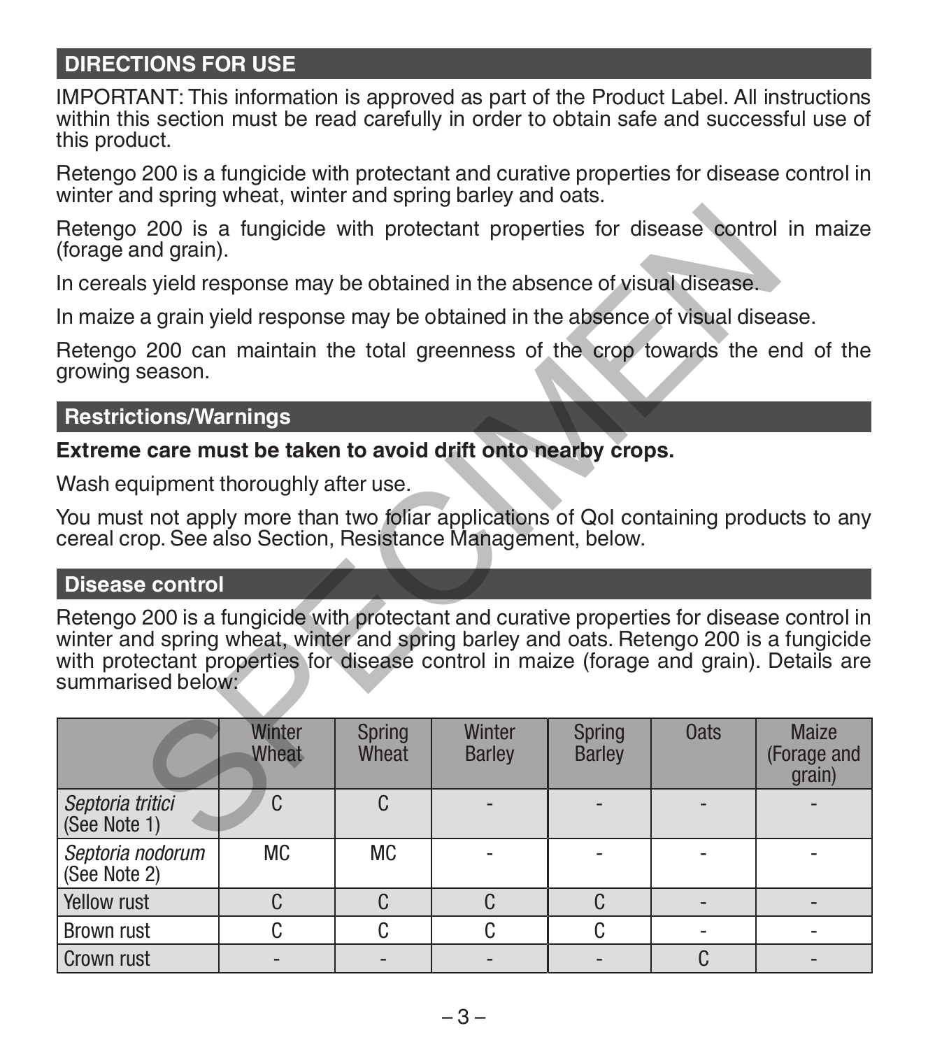## DIRECTIONS FOR USE

IMPORTANT: This information is approved as part of the Product Label. All instructions within this section must be read carefully in order to obtain safe and successful use of this product.

Retengo 200 is a fungicide with protectant and curative properties for disease control in winter and spring wheat, winter and spring barley and oats.

Retengo 200 is a fungicide with protectant properties for disease control in maize (forage and grain).

In cereals yield response may be obtained in the absence of visual disease.

In maize a grain yield response may be obtained in the absence of visual disease.

Retengo 200 can maintain the total greenness of the crop towards the end of the growing season.

## Restrictions/Warnings

**Extreme care must be taken to avoid drift onto nearby crops.**

Wash equipment thoroughly after use.

You must not apply more than two foliar applications of QoI containing products to any cereal crop. See also Section, Resistance Management, below.

## Disease control

Retengo 200 is a fungicide with protectant and curative properties for disease control in winter and spring wheat, winter and spring barley and oats. Retengo 200 is a fungicide with protectant properties for disease control in maize (forage and grain). Details are summarised below:

| | Winter Wheat | Spring Wheat | Winter Barley | Spring Barley | Oats | Maize (Forage and grain) |
|---|---|---|---|---|---|---|
| *Septoria tritici* (See Note 1) | C | C | - | - | - | - |
| *Septoria nodorum* (See Note 2) | MC | MC | - | - | - | - |
| Yellow rust | C | C | C | C | - | - |
| Brown rust | C | C | C | C | - | - |
| Crown rust | - | - | - | - | C | - |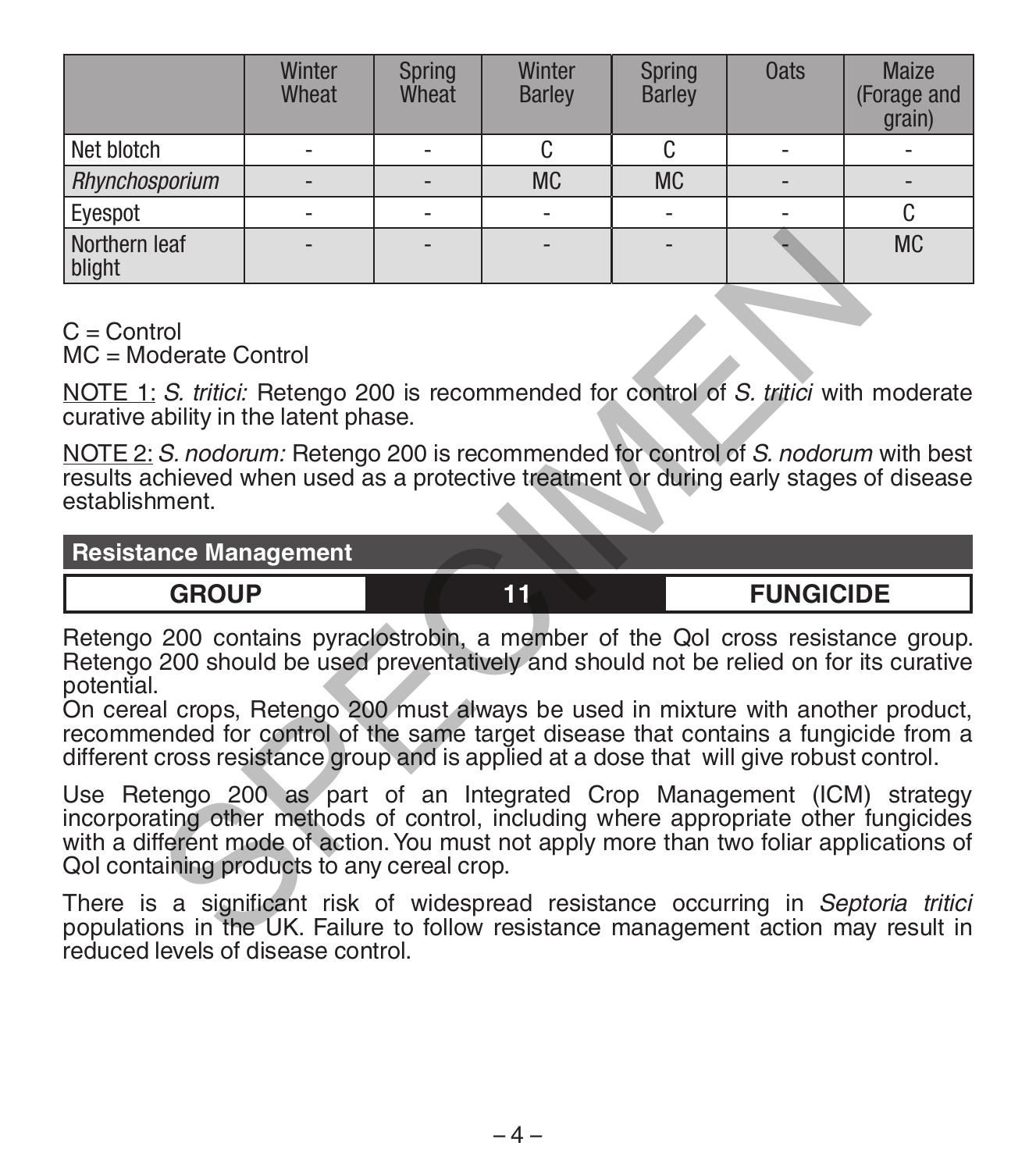| | Winter Wheat | Spring Wheat | Winter Barley | Spring Barley | Oats | Maize (Forage and grain) |
|---|---|---|---|---|---|---|
| Net blotch | - | - | C | C | - | - |
| *Rhynchosporium* | - | - | MC | MC | - | - |
| Eyespot | - | - | - | - | - | C |
| Northern leaf blight | - | - | - | - | - | MC |

C = Control
MC = Moderate Control

NOTE 1: *S. tritici:* Retengo 200 is recommended for control of *S. tritici* with moderate curative ability in the latent phase.

NOTE 2: *S. nodorum:* Retengo 200 is recommended for control of *S. nodorum* with best results achieved when used as a protective treatment or during early stages of disease establishment.

## Resistance Management

| GROUP | 11 | FUNGICIDE |
|---|---|---|

Retengo 200 contains pyraclostrobin, a member of the QoI cross resistance group. Retengo 200 should be used preventatively and should not be relied on for its curative potential.
On cereal crops, Retengo 200 must always be used in mixture with another product, recommended for control of the same target disease that contains a fungicide from a different cross resistance group and is applied at a dose that will give robust control.

Use Retengo 200 as part of an Integrated Crop Management (ICM) strategy incorporating other methods of control, including where appropriate other fungicides with a different mode of action. You must not apply more than two foliar applications of QoI containing products to any cereal crop.

There is a significant risk of widespread resistance occurring in *Septoria tritici* populations in the UK. Failure to follow resistance management action may result in reduced levels of disease control.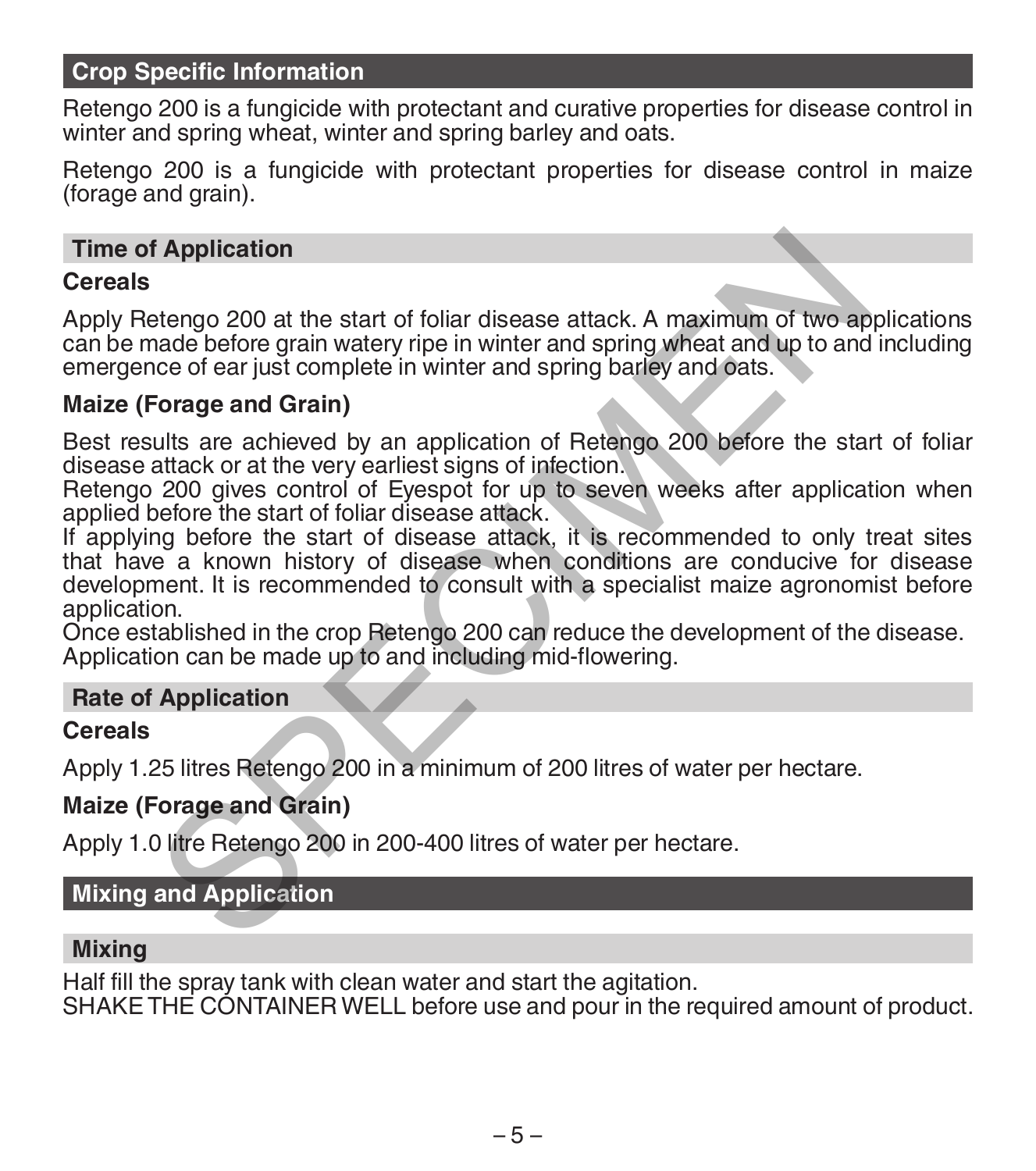## Crop Specific Information

Retengo 200 is a fungicide with protectant and curative properties for disease control in winter and spring wheat, winter and spring barley and oats.

Retengo 200 is a fungicide with protectant properties for disease control in maize (forage and grain).

### Time of Application

#### Cereals

Apply Retengo 200 at the start of foliar disease attack. A maximum of two applications can be made before grain watery ripe in winter and spring wheat and up to and including emergence of ear just complete in winter and spring barley and oats.

#### Maize (Forage and Grain)

Best results are achieved by an application of Retengo 200 before the start of foliar disease attack or at the very earliest signs of infection.
Retengo 200 gives control of Eyespot for up to seven weeks after application when applied before the start of foliar disease attack.
If applying before the start of disease attack, it is recommended to only treat sites that have a known history of disease when conditions are conducive for disease development. It is recommended to consult with a specialist maize agronomist before application.
Once established in the crop Retengo 200 can reduce the development of the disease. Application can be made up to and including mid-flowering.

### Rate of Application

#### Cereals

Apply 1.25 litres Retengo 200 in a minimum of 200 litres of water per hectare.

#### Maize (Forage and Grain)

Apply 1.0 litre Retengo 200 in 200-400 litres of water per hectare.

## Mixing and Application

### Mixing

Half fill the spray tank with clean water and start the agitation.
SHAKE THE CONTAINER WELL before use and pour in the required amount of product.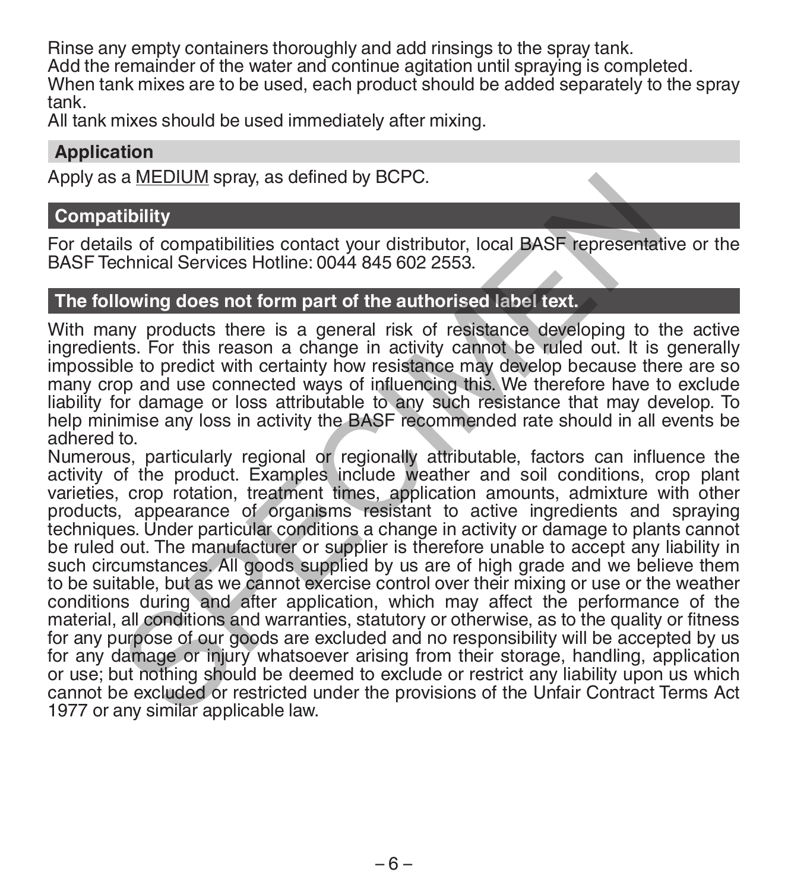Rinse any empty containers thoroughly and add rinsings to the spray tank.
Add the remainder of the water and continue agitation until spraying is completed.
When tank mixes are to be used, each product should be added separately to the spray tank.
All tank mixes should be used immediately after mixing.

## Application

Apply as a MEDIUM spray, as defined by BCPC.

## Compatibility

For details of compatibilities contact your distributor, local BASF representative or the BASF Technical Services Hotline: 0044 845 602 2553.

## The following does not form part of the authorised label text.

With many products there is a general risk of resistance developing to the active ingredients. For this reason a change in activity cannot be ruled out. It is generally impossible to predict with certainty how resistance may develop because there are so many crop and use connected ways of influencing this. We therefore have to exclude liability for damage or loss attributable to any such resistance that may develop. To help minimise any loss in activity the BASF recommended rate should in all events be adhered to.
Numerous, particularly regional or regionally attributable, factors can influence the activity of the product. Examples include weather and soil conditions, crop plant varieties, crop rotation, treatment times, application amounts, admixture with other products, appearance of organisms resistant to active ingredients and spraying techniques. Under particular conditions a change in activity or damage to plants cannot be ruled out. The manufacturer or supplier is therefore unable to accept any liability in such circumstances. All goods supplied by us are of high grade and we believe them to be suitable, but as we cannot exercise control over their mixing or use or the weather conditions during and after application, which may affect the performance of the material, all conditions and warranties, statutory or otherwise, as to the quality or fitness for any purpose of our goods are excluded and no responsibility will be accepted by us for any damage or injury whatsoever arising from their storage, handling, application or use; but nothing should be deemed to exclude or restrict any liability upon us which cannot be excluded or restricted under the provisions of the Unfair Contract Terms Act 1977 or any similar applicable law.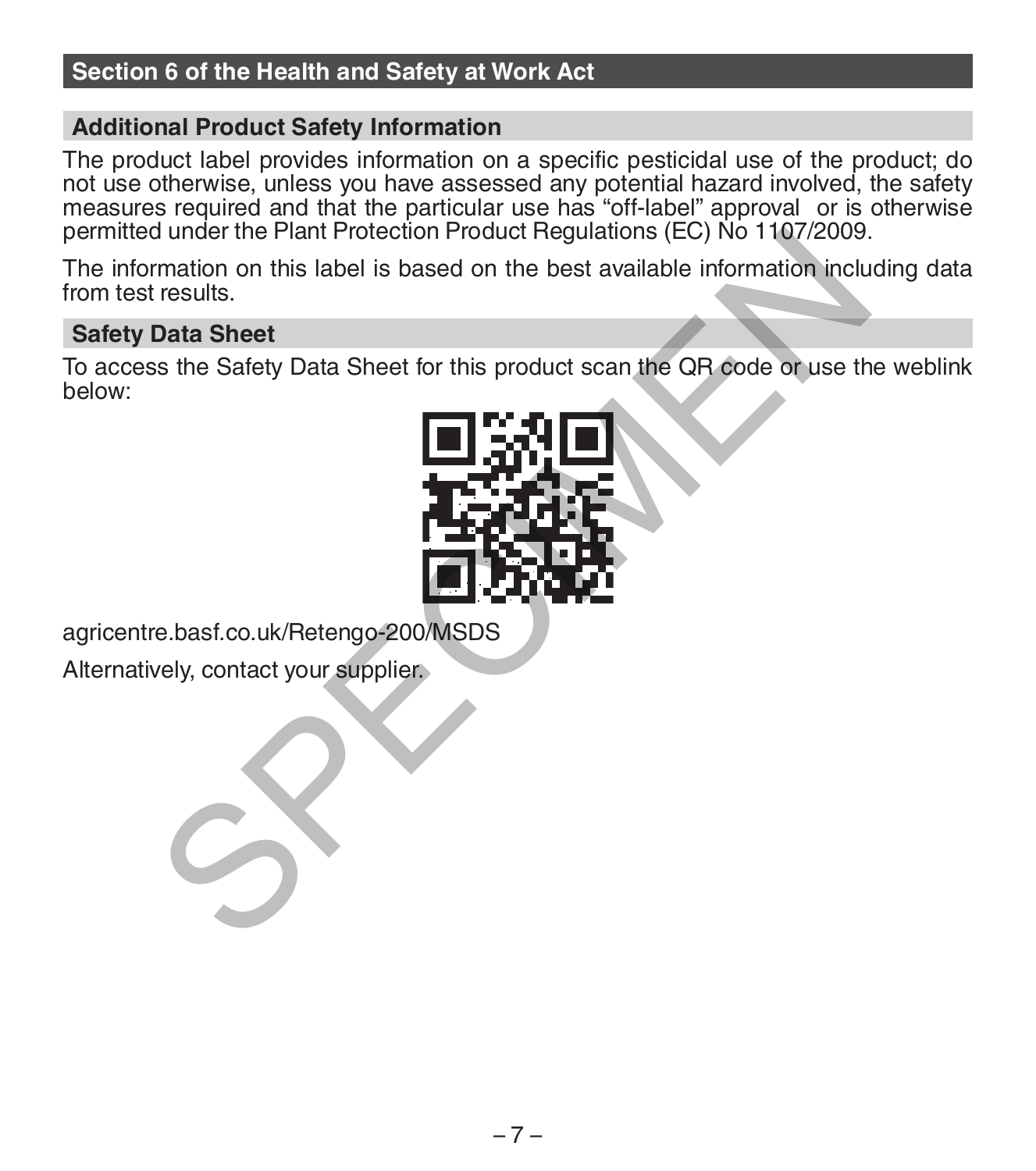## Section 6 of the Health and Safety at Work Act

### Additional Product Safety Information

The product label provides information on a specific pesticidal use of the product; do not use otherwise, unless you have assessed any potential hazard involved, the safety measures required and that the particular use has "off-label" approval or is otherwise permitted under the Plant Protection Product Regulations (EC) No 1107/2009.

The information on this label is based on the best available information including data from test results.

### Safety Data Sheet

To access the Safety Data Sheet for this product scan the QR code or use the weblink below:

agricentre.basf.co.uk/Retengo-200/MSDS

Alternatively, contact your supplier.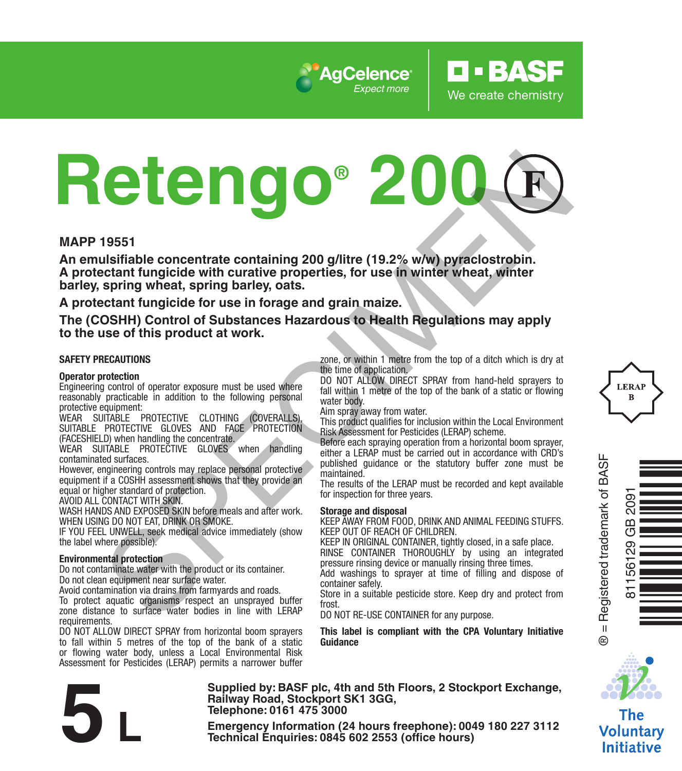AgCelence® Expect more

BASF We create chemistry

# Retengo® 200 (F)

**MAPP 19551**

**An emulsifiable concentrate containing 200 g/litre (19.2% w/w) pyraclostrobin.**
**A protectant fungicide with curative properties, for use in winter wheat, winter barley, spring wheat, spring barley, oats.**

**A protectant fungicide for use in forage and grain maize.**

**The (COSHH) Control of Substances Hazardous to Health Regulations may apply to the use of this product at work.**

**SAFETY PRECAUTIONS**

**Operator protection**

Engineering control of operator exposure must be used where reasonably practicable in addition to the following personal protective equipment:

WEAR SUITABLE PROTECTIVE CLOTHING (COVERALLS), SUITABLE PROTECTIVE GLOVES AND FACE PROTECTION (FACESHIELD) when handling the concentrate.

WEAR SUITABLE PROTECTIVE GLOVES when handling contaminated surfaces.

However, engineering controls may replace personal protective equipment if a COSHH assessment shows that they provide an equal or higher standard of protection.

AVOID ALL CONTACT WITH SKIN.

WASH HANDS AND EXPOSED SKIN before meals and after work.

WHEN USING DO NOT EAT, DRINK OR SMOKE.

IF YOU FEEL UNWELL, seek medical advice immediately (show the label where possible).

**Environmental protection**

Do not contaminate water with the product or its container.

Do not clean equipment near surface water.

Avoid contamination via drains from farmyards and roads.

To protect aquatic organisms respect an unsprayed buffer zone distance to surface water bodies in line with LERAP requirements.

DO NOT ALLOW DIRECT SPRAY from horizontal boom sprayers to fall within 5 metres of the top of the bank of a static or flowing water body, unless a Local Environmental Risk Assessment for Pesticides (LERAP) permits a narrower buffer zone, or within 1 metre from the top of a ditch which is dry at the time of application.

DO NOT ALLOW DIRECT SPRAY from hand-held sprayers to fall within 1 metre of the top of the bank of a static or flowing water body.

Aim spray away from water.

This product qualifies for inclusion within the Local Environment Risk Assessment for Pesticides (LERAP) scheme.

Before each spraying operation from a horizontal boom sprayer, either a LERAP must be carried out in accordance with CRD's published guidance or the statutory buffer zone must be maintained.

The results of the LERAP must be recorded and kept available for inspection for three years.

**Storage and disposal**

KEEP AWAY FROM FOOD, DRINK AND ANIMAL FEEDING STUFFS.

KEEP OUT OF REACH OF CHILDREN.

KEEP IN ORIGINAL CONTAINER, tightly closed, in a safe place.

RINSE CONTAINER THOROUGHLY by using an integrated pressure rinsing device or manually rinsing three times.

Add washings to sprayer at time of filling and dispose of container safely.

Store in a suitable pesticide store. Keep dry and protect from frost.

DO NOT RE-USE CONTAINER for any purpose.

**This label is compliant with the CPA Voluntary Initiative Guidance**

LERAP B

® = Registered trademark of BASF

81156129 GB 2091

The Voluntary Initiative

**5 L**

**Supplied by: BASF plc, 4th and 5th Floors, 2 Stockport Exchange, Railway Road, Stockport SK1 3GG, Telephone: 0161 475 3000**

**Emergency Information (24 hours freephone): 0049 180 227 3112**
**Technical Enquiries: 0845 602 2553 (office hours)**